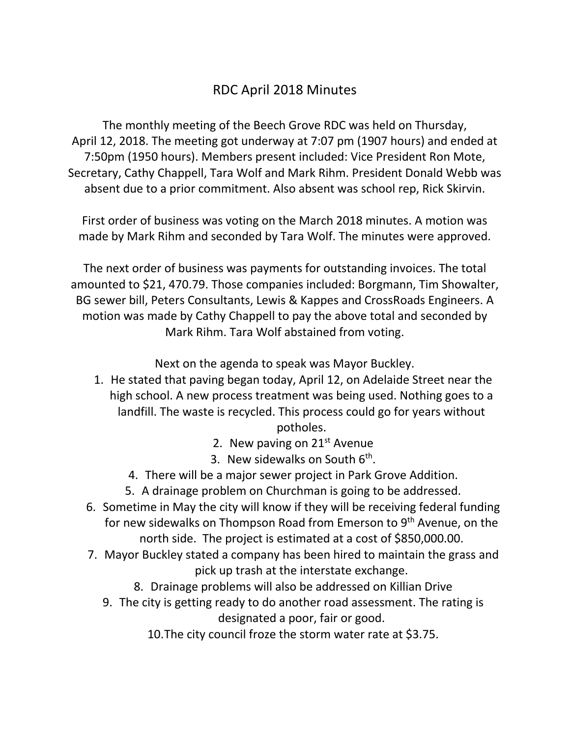# RDC April 2018 Minutes

The monthly meeting of the Beech Grove RDC was held on Thursday, April 12, 2018. The meeting got underway at 7:07 pm (1907 hours) and ended at 7:50pm (1950 hours). Members present included: Vice President Ron Mote, Secretary, Cathy Chappell, Tara Wolf and Mark Rihm. President Donald Webb was absent due to a prior commitment. Also absent was school rep, Rick Skirvin.

First order of business was voting on the March 2018 minutes. A motion was made by Mark Rihm and seconded by Tara Wolf. The minutes were approved.

The next order of business was payments for outstanding invoices. The total amounted to $21, 470.79. Those companies included: Borgmann, Tim Showalter, BG sewer bill, Peters Consultants, Lewis & Kappes and CrossRoads Engineers. A motion was made by Cathy Chappell to pay the above total and seconded by Mark Rihm. Tara Wolf abstained from voting.

Next on the agenda to speak was Mayor Buckley.

1. He stated that paving began today, April 12, on Adelaide Street near the high school. A new process treatment was being used. Nothing goes to a landfill. The waste is recycled. This process could go for years without potholes.
2. New paving on 21st Avenue
3. New sidewalks on South 6th.
4. There will be a major sewer project in Park Grove Addition.
5. A drainage problem on Churchman is going to be addressed.
6. Sometime in May the city will know if they will be receiving federal funding for new sidewalks on Thompson Road from Emerson to 9th Avenue, on the north side. The project is estimated at a cost of $850,000.00.
7. Mayor Buckley stated a company has been hired to maintain the grass and pick up trash at the interstate exchange.
8. Drainage problems will also be addressed on Killian Drive
9. The city is getting ready to do another road assessment. The rating is designated a poor, fair or good.
10. The city council froze the storm water rate at $3.75.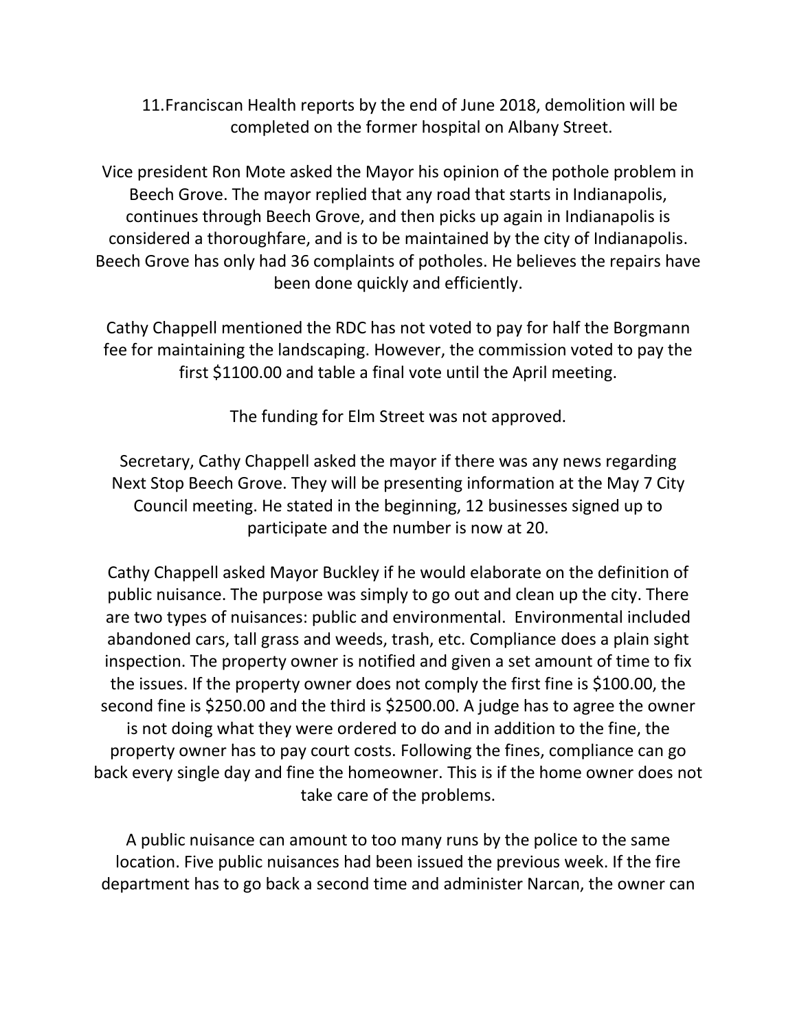11. Franciscan Health reports by the end of June 2018, demolition will be completed on the former hospital on Albany Street.

Vice president Ron Mote asked the Mayor his opinion of the pothole problem in Beech Grove. The mayor replied that any road that starts in Indianapolis, continues through Beech Grove, and then picks up again in Indianapolis is considered a thoroughfare, and is to be maintained by the city of Indianapolis. Beech Grove has only had 36 complaints of potholes. He believes the repairs have been done quickly and efficiently.

Cathy Chappell mentioned the RDC has not voted to pay for half the Borgmann fee for maintaining the landscaping. However, the commission voted to pay the first $1100.00 and table a final vote until the April meeting.

The funding for Elm Street was not approved.

Secretary, Cathy Chappell asked the mayor if there was any news regarding Next Stop Beech Grove. They will be presenting information at the May 7 City Council meeting. He stated in the beginning, 12 businesses signed up to participate and the number is now at 20.

Cathy Chappell asked Mayor Buckley if he would elaborate on the definition of public nuisance. The purpose was simply to go out and clean up the city. There are two types of nuisances: public and environmental. Environmental included abandoned cars, tall grass and weeds, trash, etc. Compliance does a plain sight inspection. The property owner is notified and given a set amount of time to fix the issues. If the property owner does not comply the first fine is $100.00, the second fine is $250.00 and the third is $2500.00. A judge has to agree the owner is not doing what they were ordered to do and in addition to the fine, the property owner has to pay court costs. Following the fines, compliance can go back every single day and fine the homeowner. This is if the home owner does not take care of the problems.

A public nuisance can amount to too many runs by the police to the same location. Five public nuisances had been issued the previous week. If the fire department has to go back a second time and administer Narcan, the owner can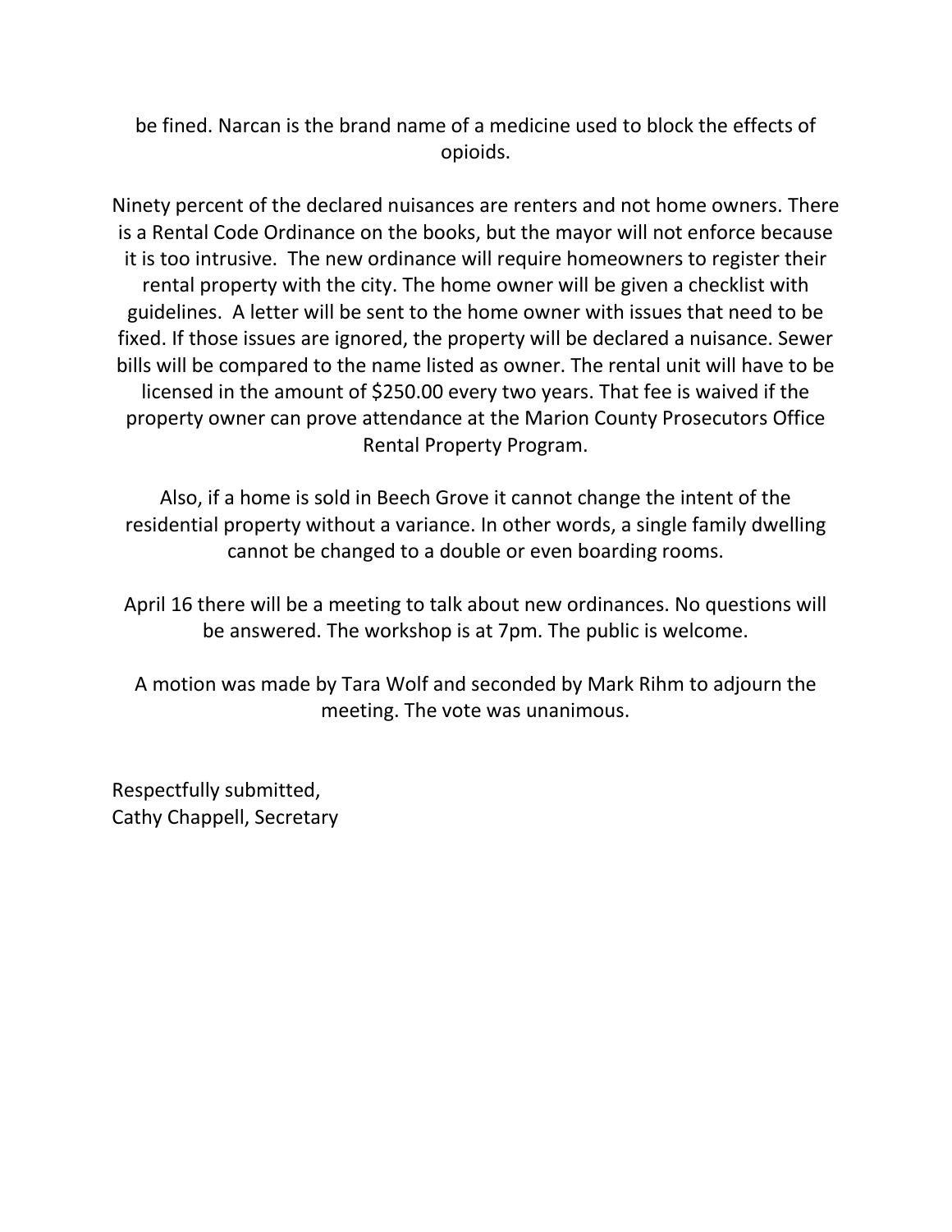be fined. Narcan is the brand name of a medicine used to block the effects of opioids.

Ninety percent of the declared nuisances are renters and not home owners. There is a Rental Code Ordinance on the books, but the mayor will not enforce because it is too intrusive. The new ordinance will require homeowners to register their rental property with the city. The home owner will be given a checklist with guidelines. A letter will be sent to the home owner with issues that need to be fixed. If those issues are ignored, the property will be declared a nuisance. Sewer bills will be compared to the name listed as owner. The rental unit will have to be licensed in the amount of $250.00 every two years. That fee is waived if the property owner can prove attendance at the Marion County Prosecutors Office Rental Property Program.

Also, if a home is sold in Beech Grove it cannot change the intent of the residential property without a variance. In other words, a single family dwelling cannot be changed to a double or even boarding rooms.

April 16 there will be a meeting to talk about new ordinances. No questions will be answered. The workshop is at 7pm. The public is welcome.

A motion was made by Tara Wolf and seconded by Mark Rihm to adjourn the meeting. The vote was unanimous.

Respectfully submitted,
Cathy Chappell, Secretary